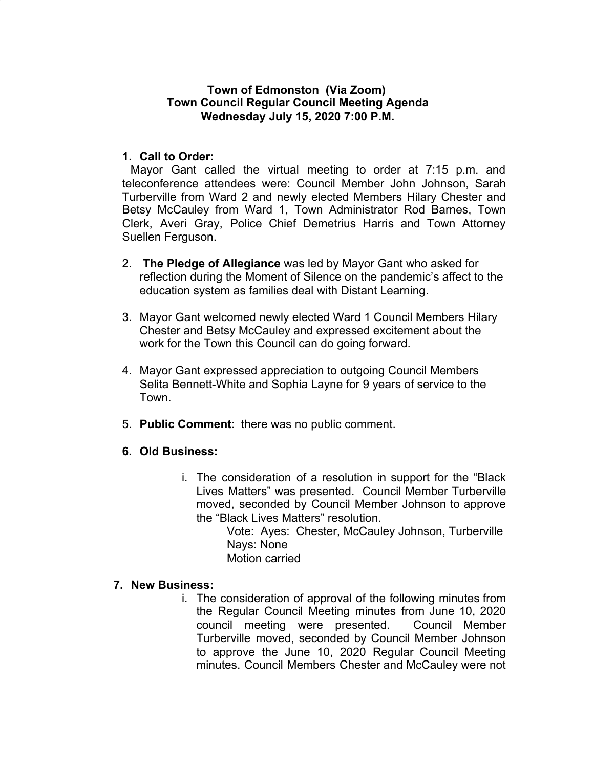**Town of Edmonston (Via Zoom)**
**Town Council Regular Council Meeting Agenda**
**Wednesday July 15, 2020 7:00 P.M.**

1. **Call to Order:**

Mayor Gant called the virtual meeting to order at 7:15 p.m. and teleconference attendees were: Council Member John Johnson, Sarah Turberville from Ward 2 and newly elected Members Hilary Chester and Betsy McCauley from Ward 1, Town Administrator Rod Barnes, Town Clerk, Averi Gray, Police Chief Demetrius Harris and Town Attorney Suellen Ferguson.

2. **The Pledge of Allegiance** was led by Mayor Gant who asked for reflection during the Moment of Silence on the pandemic's affect to the education system as families deal with Distant Learning.

3. Mayor Gant welcomed newly elected Ward 1 Council Members Hilary Chester and Betsy McCauley and expressed excitement about the work for the Town this Council can do going forward.

4. Mayor Gant expressed appreciation to outgoing Council Members Selita Bennett-White and Sophia Layne for 9 years of service to the Town.

5. **Public Comment**: there was no public comment.

6. **Old Business:**

   i. The consideration of a resolution in support for the "Black Lives Matters" was presented. Council Member Turberville moved, seconded by Council Member Johnson to approve the "Black Lives Matters" resolution.

      Vote: Ayes: Chester, McCauley Johnson, Turberville
      Nays: None
      Motion carried

7. **New Business:**

   i. The consideration of approval of the following minutes from the Regular Council Meeting minutes from June 10, 2020 council meeting were presented. Council Member Turberville moved, seconded by Council Member Johnson to approve the June 10, 2020 Regular Council Meeting minutes. Council Members Chester and McCauley were not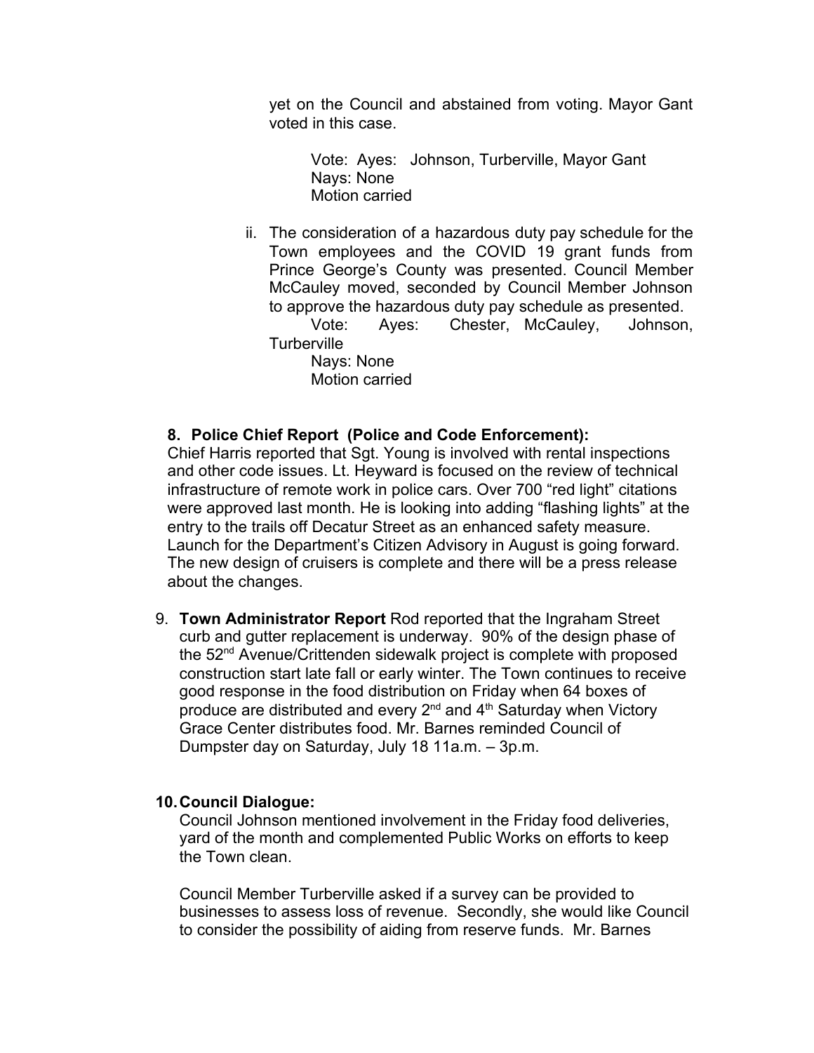yet on the Council and abstained from voting. Mayor Gant voted in this case.

Vote: Ayes: Johnson, Turberville, Mayor Gant
Nays: None
Motion carried

ii. The consideration of a hazardous duty pay schedule for the Town employees and the COVID 19 grant funds from Prince George's County was presented. Council Member McCauley moved, seconded by Council Member Johnson to approve the hazardous duty pay schedule as presented.

Vote: Ayes: Chester, McCauley, Johnson, Turberville
Nays: None
Motion carried

**8. Police Chief Report (Police and Code Enforcement):**

Chief Harris reported that Sgt. Young is involved with rental inspections and other code issues. Lt. Heyward is focused on the review of technical infrastructure of remote work in police cars. Over 700 "red light" citations were approved last month. He is looking into adding "flashing lights" at the entry to the trails off Decatur Street as an enhanced safety measure. Launch for the Department's Citizen Advisory in August is going forward. The new design of cruisers is complete and there will be a press release about the changes.

9. **Town Administrator Report** Rod reported that the Ingraham Street curb and gutter replacement is underway. 90% of the design phase of the 52nd Avenue/Crittenden sidewalk project is complete with proposed construction start late fall or early winter. The Town continues to receive good response in the food distribution on Friday when 64 boxes of produce are distributed and every 2nd and 4th Saturday when Victory Grace Center distributes food. Mr. Barnes reminded Council of Dumpster day on Saturday, July 18 11a.m. – 3p.m.

**10. Council Dialogue:**

Council Johnson mentioned involvement in the Friday food deliveries, yard of the month and complemented Public Works on efforts to keep the Town clean.

Council Member Turberville asked if a survey can be provided to businesses to assess loss of revenue. Secondly, she would like Council to consider the possibility of aiding from reserve funds. Mr. Barnes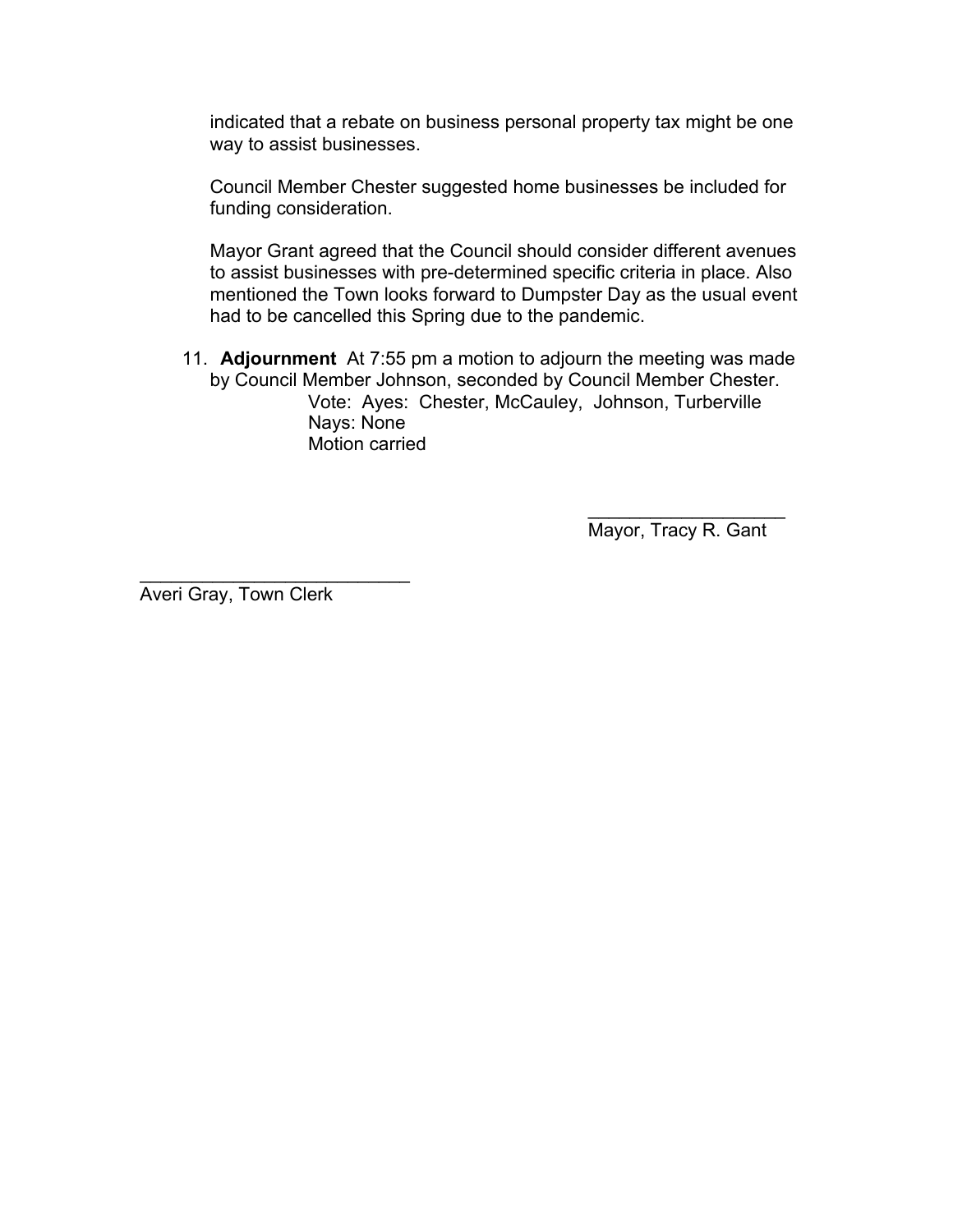indicated that a rebate on business personal property tax might be one way to assist businesses.

Council Member Chester suggested home businesses be included for funding consideration.

Mayor Grant agreed that the Council should consider different avenues to assist businesses with pre-determined specific criteria in place. Also mentioned the Town looks forward to Dumpster Day as the usual event had to be cancelled this Spring due to the pandemic.

11. **Adjournment** At 7:55 pm a motion to adjourn the meeting was made by Council Member Johnson, seconded by Council Member Chester.

    Vote: Ayes: Chester, McCauley, Johnson, Turberville
    Nays: None
    Motion carried

\_\_\_\_\_\_\_\_\_\_\_\_\_\_\_\_\_\_\_\_
Mayor, Tracy R. Gant

\_\_\_\_\_\_\_\_\_\_\_\_\_\_\_\_\_\_\_\_\_\_\_\_\_\_\_
Averi Gray, Town Clerk